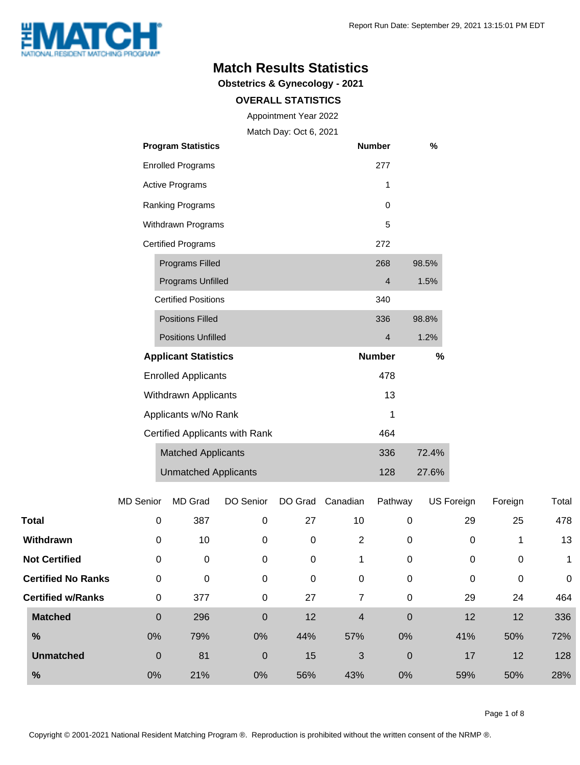Report Run Date: September 29, 2021 13:15:01 PM EDT

# Match Results Statistics

## Obstetrics & Gynecology - 2021

### OVERALL STATISTICS

Appointment Year 2022

Match Day: Oct 6, 2021

| Program Statistics | Number | % |
|---|---|---|
| Enrolled Programs | 277 | |
| Active Programs | 1 | |
| Ranking Programs | 0 | |
| Withdrawn Programs | 5 | |
| Certified Programs | 272 | |
| Programs Filled | 268 | 98.5% |
| Programs Unfilled | 4 | 1.5% |
| Certified Positions | 340 | |
| Positions Filled | 336 | 98.8% |
| Positions Unfilled | 4 | 1.2% |

| Applicant Statistics | Number | % |
|---|---|---|
| Enrolled Applicants | 478 | |
| Withdrawn Applicants | 13 | |
| Applicants w/No Rank | 1 | |
| Certified Applicants with Rank | 464 | |
| Matched Applicants | 336 | 72.4% |
| Unmatched Applicants | 128 | 27.6% |

| | MD Senior | MD Grad | DO Senior | DO Grad | Canadian | Pathway | US Foreign | Foreign | Total |
|---|---|---|---|---|---|---|---|---|---|
| **Total** | 0 | 387 | 0 | 27 | 10 | 0 | 29 | 25 | 478 |
| **Withdrawn** | 0 | 10 | 0 | 0 | 2 | 0 | 0 | 1 | 13 |
| **Not Certified** | 0 | 0 | 0 | 0 | 1 | 0 | 0 | 0 | 1 |
| **Certified No Ranks** | 0 | 0 | 0 | 0 | 0 | 0 | 0 | 0 | 0 |
| **Certified w/Ranks** | 0 | 377 | 0 | 27 | 7 | 0 | 29 | 24 | 464 |
| **Matched** | 0 | 296 | 0 | 12 | 4 | 0 | 12 | 12 | 336 |
| **%** | 0% | 79% | 0% | 44% | 57% | 0% | 41% | 50% | 72% |
| **Unmatched** | 0 | 81 | 0 | 15 | 3 | 0 | 17 | 12 | 128 |
| **%** | 0% | 21% | 0% | 56% | 43% | 0% | 59% | 50% | 28% |

Copyright © 2001-2021 National Resident Matching Program ®. Reproduction is prohibited without the written consent of the NRMP ®.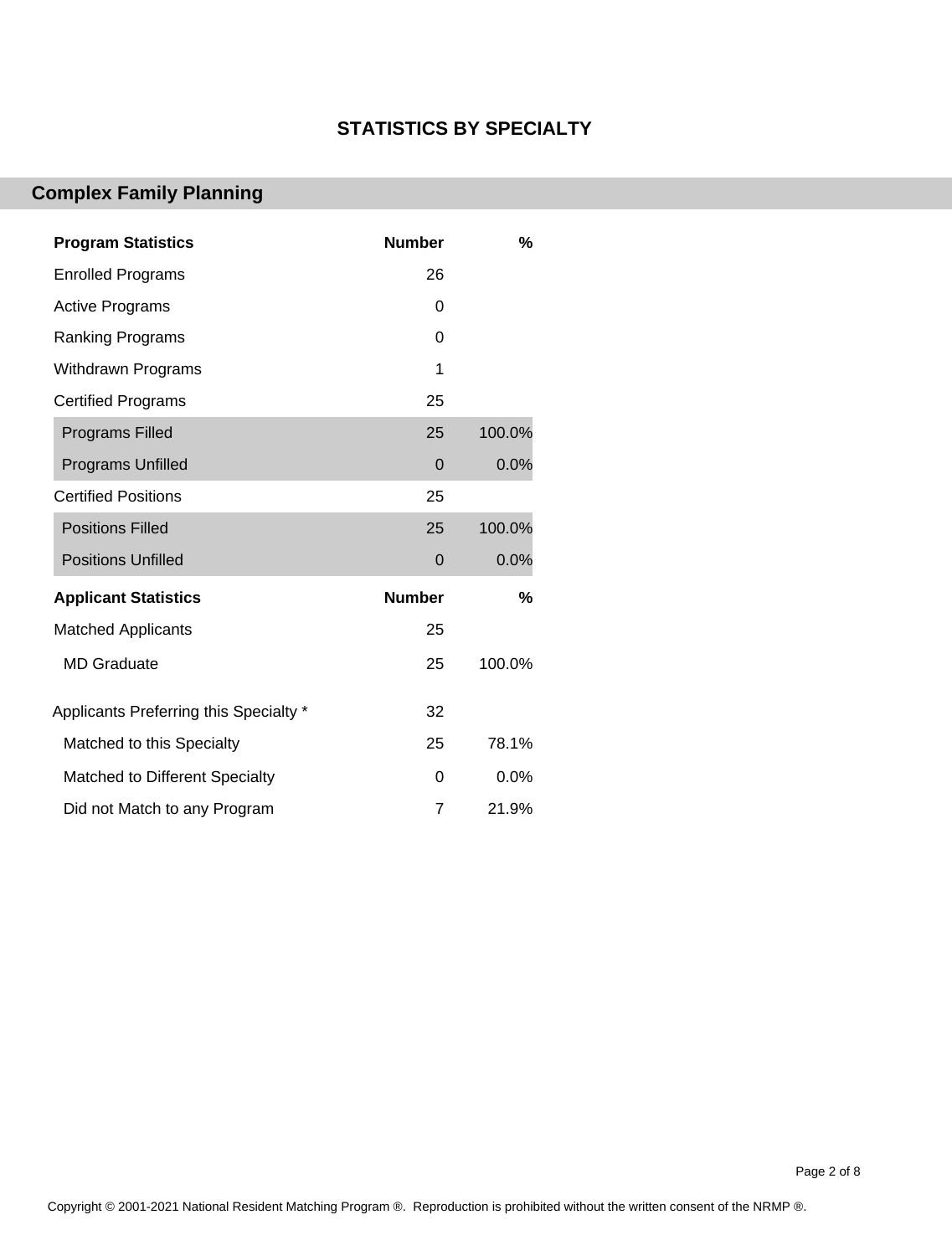# STATISTICS BY SPECIALTY

## Complex Family Planning

| Program Statistics | Number | % |
|---|---|---|
| Enrolled Programs | 26 | |
| Active Programs | 0 | |
| Ranking Programs | 0 | |
| Withdrawn Programs | 1 | |
| Certified Programs | 25 | |
| Programs Filled | 25 | 100.0% |
| Programs Unfilled | 0 | 0.0% |
| Certified Positions | 25 | |
| Positions Filled | 25 | 100.0% |
| Positions Unfilled | 0 | 0.0% |

| Applicant Statistics | Number | % |
|---|---|---|
| Matched Applicants | 25 | |
| MD Graduate | 25 | 100.0% |
| Applicants Preferring this Specialty * | 32 | |
| Matched to this Specialty | 25 | 78.1% |
| Matched to Different Specialty | 0 | 0.0% |
| Did not Match to any Program | 7 | 21.9% |

Copyright © 2001-2021 National Resident Matching Program ®. Reproduction is prohibited without the written consent of the NRMP ®.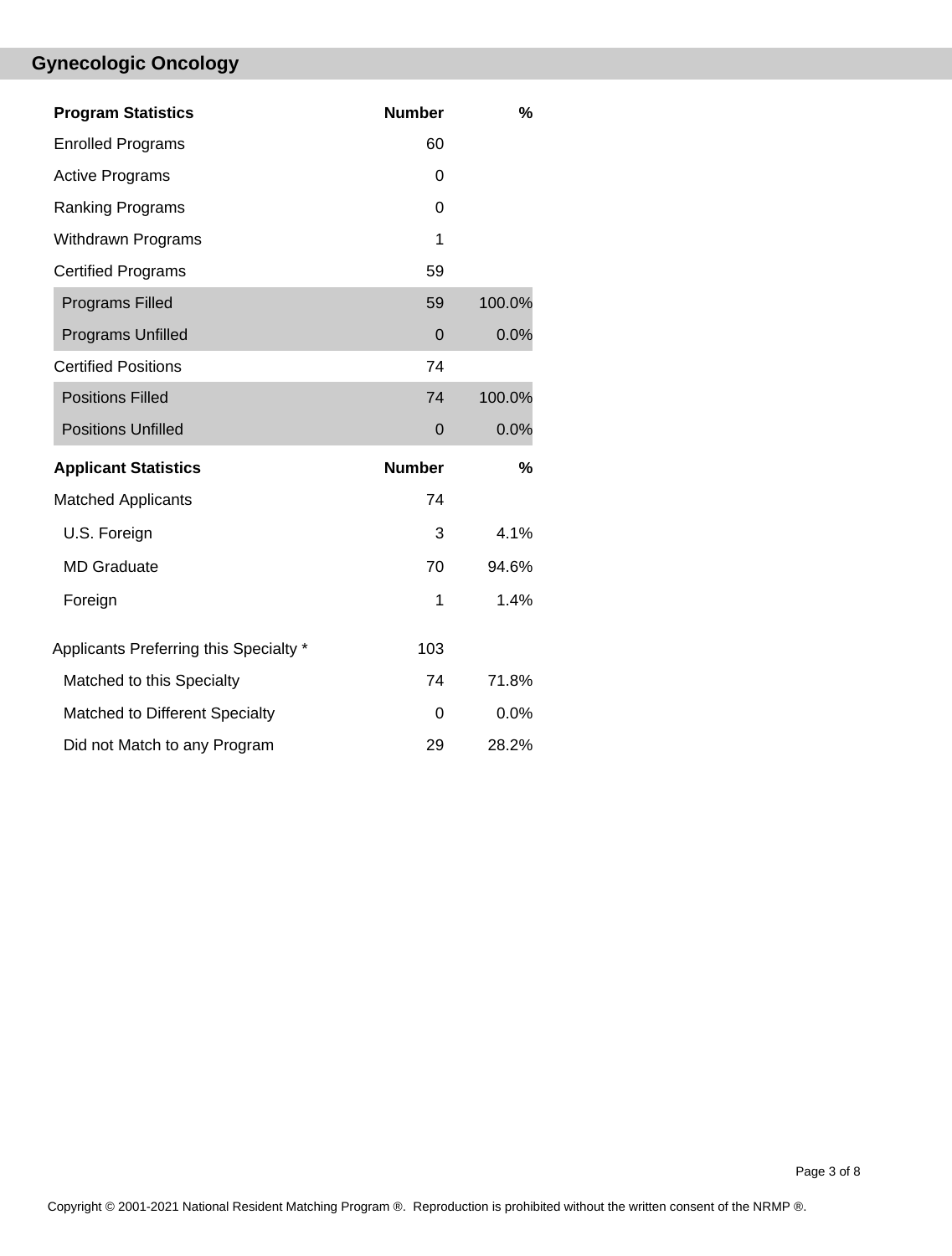## Gynecologic Oncology

| Program Statistics | Number | % |
|---|---|---|
| Enrolled Programs | 60 | |
| Active Programs | 0 | |
| Ranking Programs | 0 | |
| Withdrawn Programs | 1 | |
| Certified Programs | 59 | |
| Programs Filled | 59 | 100.0% |
| Programs Unfilled | 0 | 0.0% |
| Certified Positions | 74 | |
| Positions Filled | 74 | 100.0% |
| Positions Unfilled | 0 | 0.0% |

| Applicant Statistics | Number | % |
|---|---|---|
| Matched Applicants | 74 | |
| U.S. Foreign | 3 | 4.1% |
| MD Graduate | 70 | 94.6% |
| Foreign | 1 | 1.4% |
| Applicants Preferring this Specialty * | 103 | |
| Matched to this Specialty | 74 | 71.8% |
| Matched to Different Specialty | 0 | 0.0% |
| Did not Match to any Program | 29 | 28.2% |

Copyright © 2001-2021 National Resident Matching Program ®. Reproduction is prohibited without the written consent of the NRMP ®.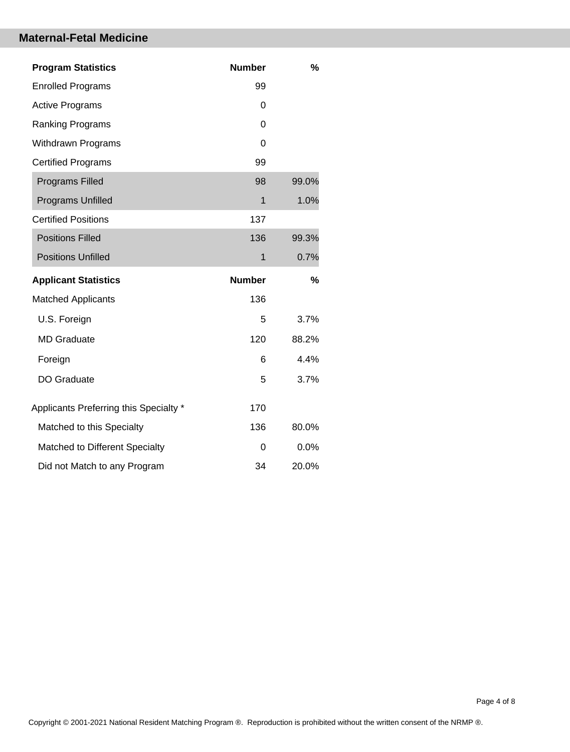## Maternal-Fetal Medicine

| Program Statistics | Number | % |
|---|---|---|
| Enrolled Programs | 99 | |
| Active Programs | 0 | |
| Ranking Programs | 0 | |
| Withdrawn Programs | 0 | |
| Certified Programs | 99 | |
| Programs Filled | 98 | 99.0% |
| Programs Unfilled | 1 | 1.0% |
| Certified Positions | 137 | |
| Positions Filled | 136 | 99.3% |
| Positions Unfilled | 1 | 0.7% |

| Applicant Statistics | Number | % |
|---|---|---|
| Matched Applicants | 136 | |
| U.S. Foreign | 5 | 3.7% |
| MD Graduate | 120 | 88.2% |
| Foreign | 6 | 4.4% |
| DO Graduate | 5 | 3.7% |
| Applicants Preferring this Specialty * | 170 | |
| Matched to this Specialty | 136 | 80.0% |
| Matched to Different Specialty | 0 | 0.0% |
| Did not Match to any Program | 34 | 20.0% |

Copyright © 2001-2021 National Resident Matching Program ®. Reproduction is prohibited without the written consent of the NRMP ®.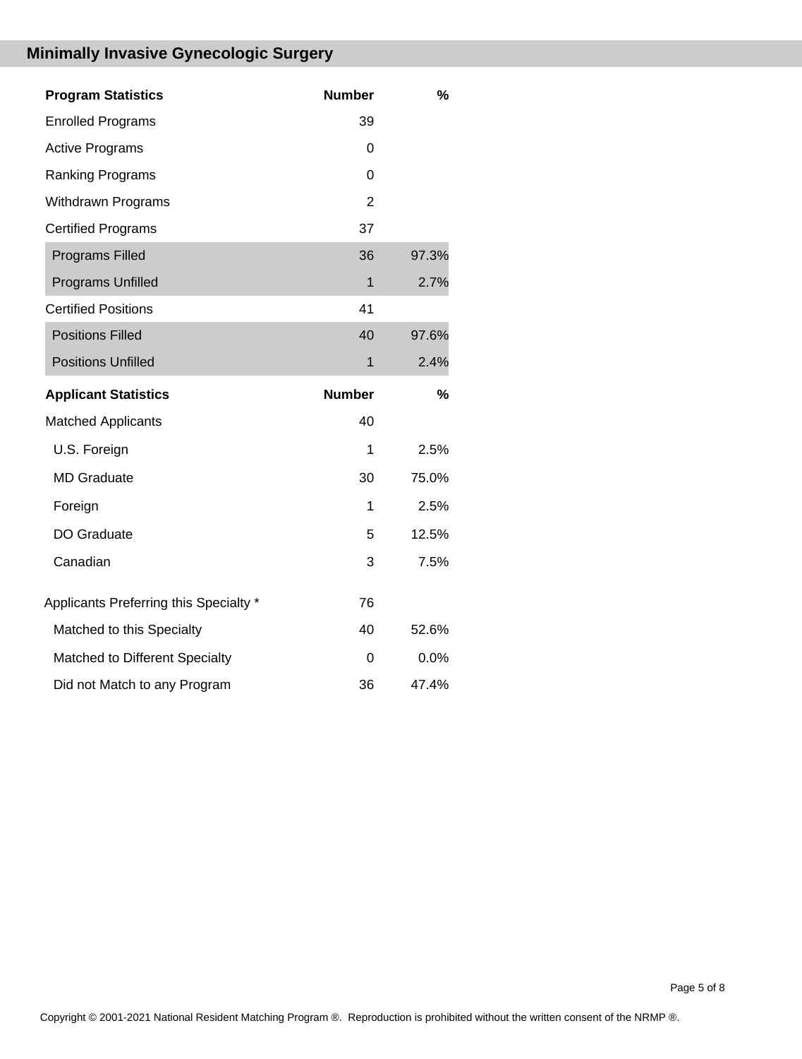## Minimally Invasive Gynecologic Surgery

| Program Statistics | Number | % |
|---|---|---|
| Enrolled Programs | 39 | |
| Active Programs | 0 | |
| Ranking Programs | 0 | |
| Withdrawn Programs | 2 | |
| Certified Programs | 37 | |
| Programs Filled | 36 | 97.3% |
| Programs Unfilled | 1 | 2.7% |
| Certified Positions | 41 | |
| Positions Filled | 40 | 97.6% |
| Positions Unfilled | 1 | 2.4% |

| Applicant Statistics | Number | % |
|---|---|---|
| Matched Applicants | 40 | |
| U.S. Foreign | 1 | 2.5% |
| MD Graduate | 30 | 75.0% |
| Foreign | 1 | 2.5% |
| DO Graduate | 5 | 12.5% |
| Canadian | 3 | 7.5% |
| Applicants Preferring this Specialty * | 76 | |
| Matched to this Specialty | 40 | 52.6% |
| Matched to Different Specialty | 0 | 0.0% |
| Did not Match to any Program | 36 | 47.4% |

Copyright © 2001-2021 National Resident Matching Program ®. Reproduction is prohibited without the written consent of the NRMP ®.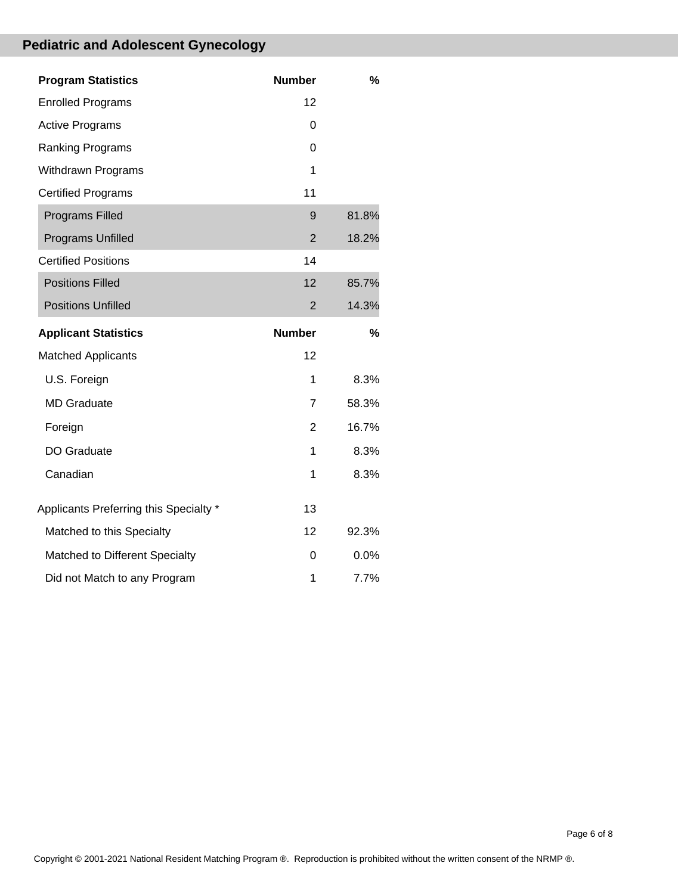## Pediatric and Adolescent Gynecology

| Program Statistics | Number | % |
|---|---|---|
| Enrolled Programs | 12 | |
| Active Programs | 0 | |
| Ranking Programs | 0 | |
| Withdrawn Programs | 1 | |
| Certified Programs | 11 | |
| Programs Filled | 9 | 81.8% |
| Programs Unfilled | 2 | 18.2% |
| Certified Positions | 14 | |
| Positions Filled | 12 | 85.7% |
| Positions Unfilled | 2 | 14.3% |

| Applicant Statistics | Number | % |
|---|---|---|
| Matched Applicants | 12 | |
| U.S. Foreign | 1 | 8.3% |
| MD Graduate | 7 | 58.3% |
| Foreign | 2 | 16.7% |
| DO Graduate | 1 | 8.3% |
| Canadian | 1 | 8.3% |
| Applicants Preferring this Specialty * | 13 | |
| Matched to this Specialty | 12 | 92.3% |
| Matched to Different Specialty | 0 | 0.0% |
| Did not Match to any Program | 1 | 7.7% |

Copyright © 2001-2021 National Resident Matching Program ®. Reproduction is prohibited without the written consent of the NRMP ®.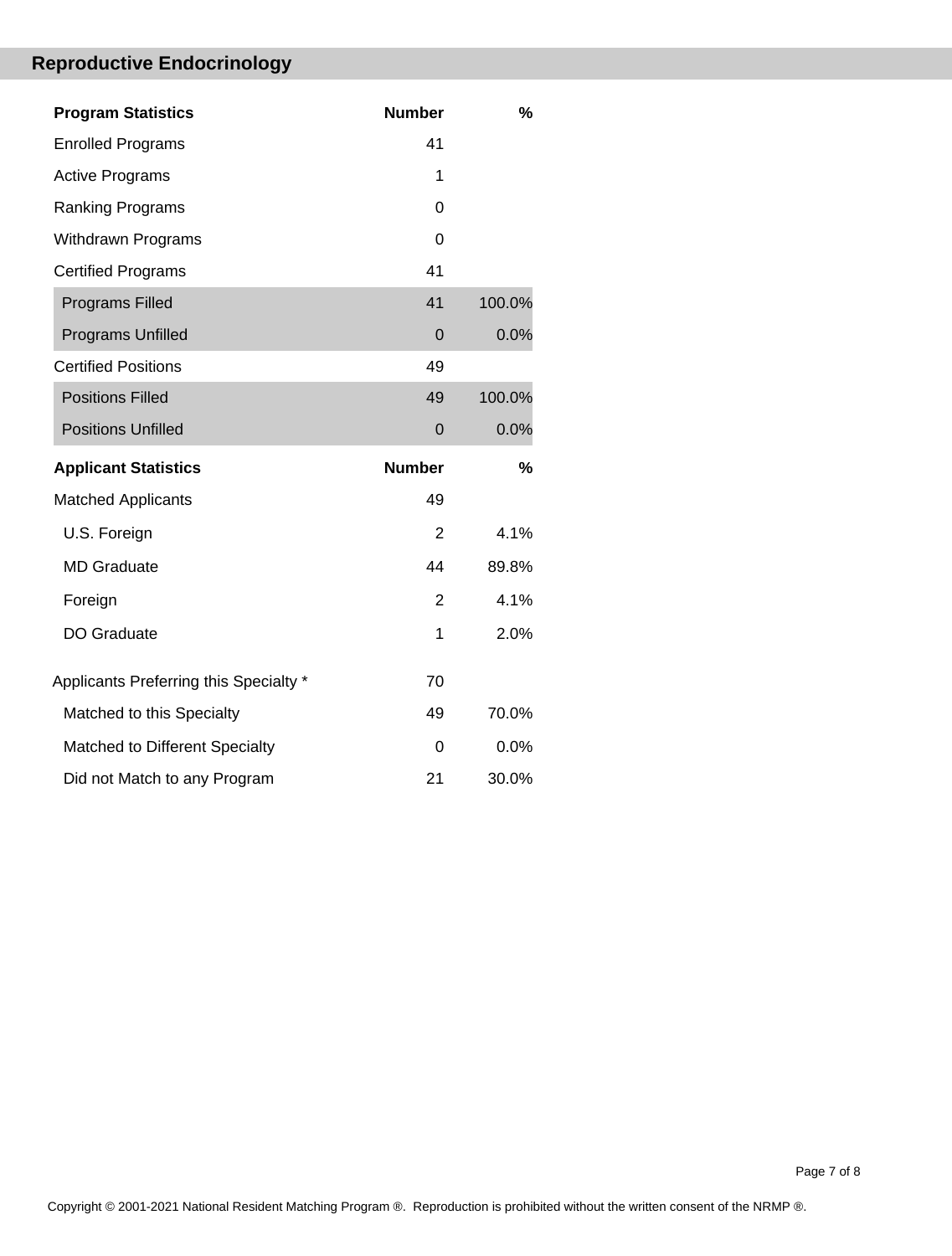## Reproductive Endocrinology

| Program Statistics | Number | % |
| --- | --- | --- |
| Enrolled Programs | 41 | |
| Active Programs | 1 | |
| Ranking Programs | 0 | |
| Withdrawn Programs | 0 | |
| Certified Programs | 41 | |
| Programs Filled | 41 | 100.0% |
| Programs Unfilled | 0 | 0.0% |
| Certified Positions | 49 | |
| Positions Filled | 49 | 100.0% |
| Positions Unfilled | 0 | 0.0% |

| Applicant Statistics | Number | % |
| --- | --- | --- |
| Matched Applicants | 49 | |
| U.S. Foreign | 2 | 4.1% |
| MD Graduate | 44 | 89.8% |
| Foreign | 2 | 4.1% |
| DO Graduate | 1 | 2.0% |
| Applicants Preferring this Specialty * | 70 | |
| Matched to this Specialty | 49 | 70.0% |
| Matched to Different Specialty | 0 | 0.0% |
| Did not Match to any Program | 21 | 30.0% |

Copyright © 2001-2021 National Resident Matching Program ®. Reproduction is prohibited without the written consent of the NRMP ®.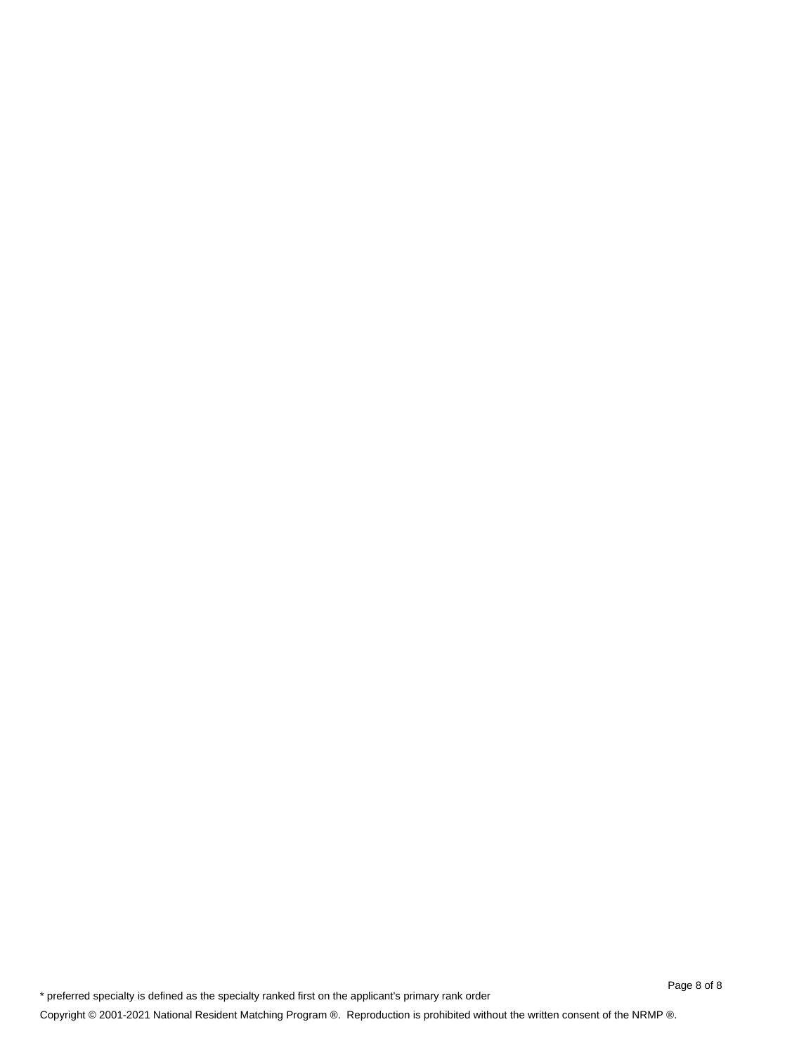* preferred specialty is defined as the specialty ranked first on the applicant's primary rank order